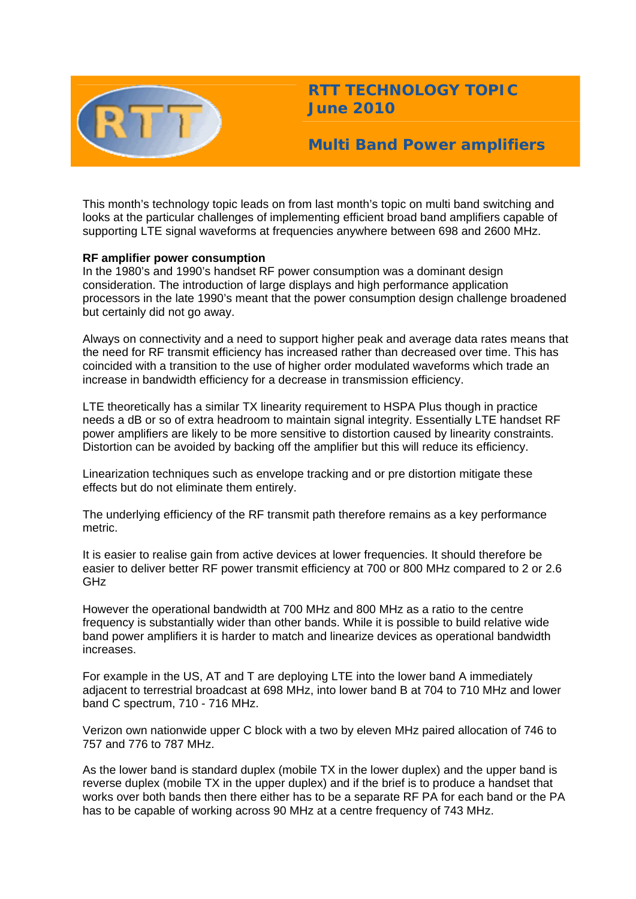# RTT TECHNOLOGY TOPIC
## June 2010

## Multi Band Power amplifiers

This month's technology topic leads on from last month's topic on multi band switching and looks at the particular challenges of implementing efficient broad band amplifiers capable of supporting LTE signal waveforms at frequencies anywhere between 698 and 2600 MHz.

**RF amplifier power consumption**

In the 1980's and 1990's handset RF power consumption was a dominant design consideration. The introduction of large displays and high performance application processors in the late 1990's meant that the power consumption design challenge broadened but certainly did not go away.

Always on connectivity and a need to support higher peak and average data rates means that the need for RF transmit efficiency has increased rather than decreased over time. This has coincided with a transition to the use of higher order modulated waveforms which trade an increase in bandwidth efficiency for a decrease in transmission efficiency.

LTE theoretically has a similar TX linearity requirement to HSPA Plus though in practice needs a dB or so of extra headroom to maintain signal integrity. Essentially LTE handset RF power amplifiers are likely to be more sensitive to distortion caused by linearity constraints. Distortion can be avoided by backing off the amplifier but this will reduce its efficiency.

Linearization techniques such as envelope tracking and or pre distortion mitigate these effects but do not eliminate them entirely.

The underlying efficiency of the RF transmit path therefore remains as a key performance metric.

It is easier to realise gain from active devices at lower frequencies. It should therefore be easier to deliver better RF power transmit efficiency at 700 or 800 MHz compared to 2 or 2.6 GHz

However the operational bandwidth at 700 MHz and 800 MHz as a ratio to the centre frequency is substantially wider than other bands. While it is possible to build relative wide band power amplifiers it is harder to match and linearize devices as operational bandwidth increases.

For example in the US, AT and T are deploying LTE into the lower band A immediately adjacent to terrestrial broadcast at 698 MHz, into lower band B at 704 to 710 MHz and lower band C spectrum, 710 - 716 MHz.

Verizon own nationwide upper C block with a two by eleven MHz paired allocation of 746 to 757 and 776 to 787 MHz.

As the lower band is standard duplex (mobile TX in the lower duplex) and the upper band is reverse duplex (mobile TX in the upper duplex) and if the brief is to produce a handset that works over both bands then there either has to be a separate RF PA for each band or the PA has to be capable of working across 90 MHz at a centre frequency of 743 MHz.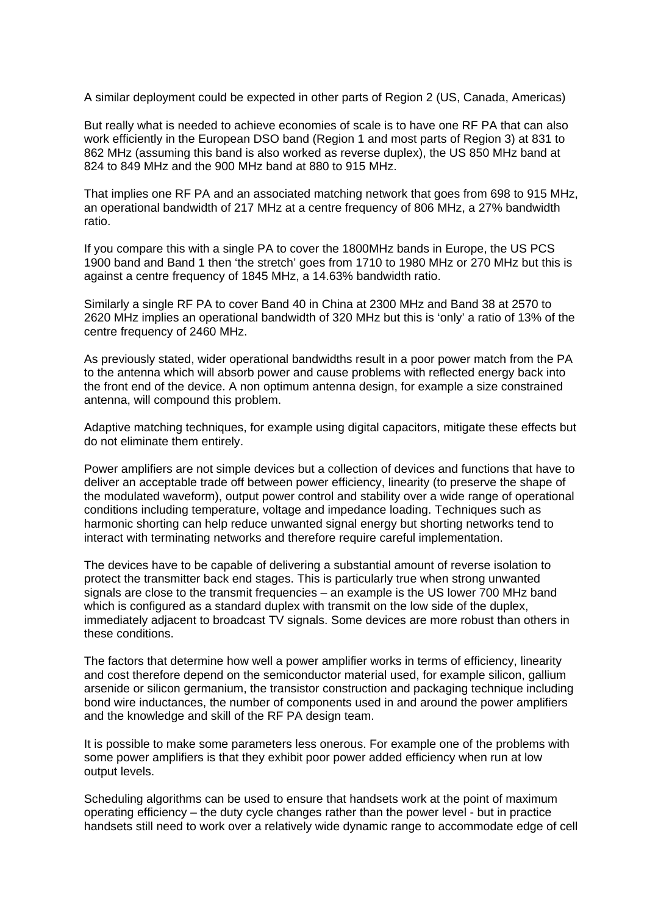A similar deployment could be expected in other parts of Region 2 (US, Canada, Americas)

But really what is needed to achieve economies of scale is to have one RF PA that can also work efficiently in the European DSO band (Region 1 and most parts of Region 3) at 831 to 862 MHz (assuming this band is also worked as reverse duplex), the US 850 MHz band at 824 to 849 MHz and the 900 MHz band at 880 to 915 MHz.

That implies one RF PA and an associated matching network that goes from 698 to 915 MHz, an operational bandwidth of 217 MHz at a centre frequency of 806 MHz, a 27% bandwidth ratio.

If you compare this with a single PA to cover the 1800MHz bands in Europe, the US PCS 1900 band and Band 1 then 'the stretch' goes from 1710 to 1980 MHz or 270 MHz but this is against a centre frequency of 1845 MHz, a 14.63% bandwidth ratio.

Similarly a single RF PA to cover Band 40 in China at 2300 MHz and Band 38 at 2570 to 2620 MHz implies an operational bandwidth of 320 MHz but this is 'only' a ratio of 13% of the centre frequency of 2460 MHz.

As previously stated, wider operational bandwidths result in a poor power match from the PA to the antenna which will absorb power and cause problems with reflected energy back into the front end of the device. A non optimum antenna design, for example a size constrained antenna, will compound this problem.

Adaptive matching techniques, for example using digital capacitors, mitigate these effects but do not eliminate them entirely.

Power amplifiers are not simple devices but a collection of devices and functions that have to deliver an acceptable trade off between power efficiency, linearity (to preserve the shape of the modulated waveform), output power control and stability over a wide range of operational conditions including temperature, voltage and impedance loading. Techniques such as harmonic shorting can help reduce unwanted signal energy but shorting networks tend to interact with terminating networks and therefore require careful implementation.

The devices have to be capable of delivering a substantial amount of reverse isolation to protect the transmitter back end stages. This is particularly true when strong unwanted signals are close to the transmit frequencies – an example is the US lower 700 MHz band which is configured as a standard duplex with transmit on the low side of the duplex, immediately adjacent to broadcast TV signals. Some devices are more robust than others in these conditions.

The factors that determine how well a power amplifier works in terms of efficiency, linearity and cost therefore depend on the semiconductor material used, for example silicon, gallium arsenide or silicon germanium, the transistor construction and packaging technique including bond wire inductances, the number of components used in and around the power amplifiers and the knowledge and skill of the RF PA design team.

It is possible to make some parameters less onerous. For example one of the problems with some power amplifiers is that they exhibit poor power added efficiency when run at low output levels.

Scheduling algorithms can be used to ensure that handsets work at the point of maximum operating efficiency – the duty cycle changes rather than the power level - but in practice handsets still need to work over a relatively wide dynamic range to accommodate edge of cell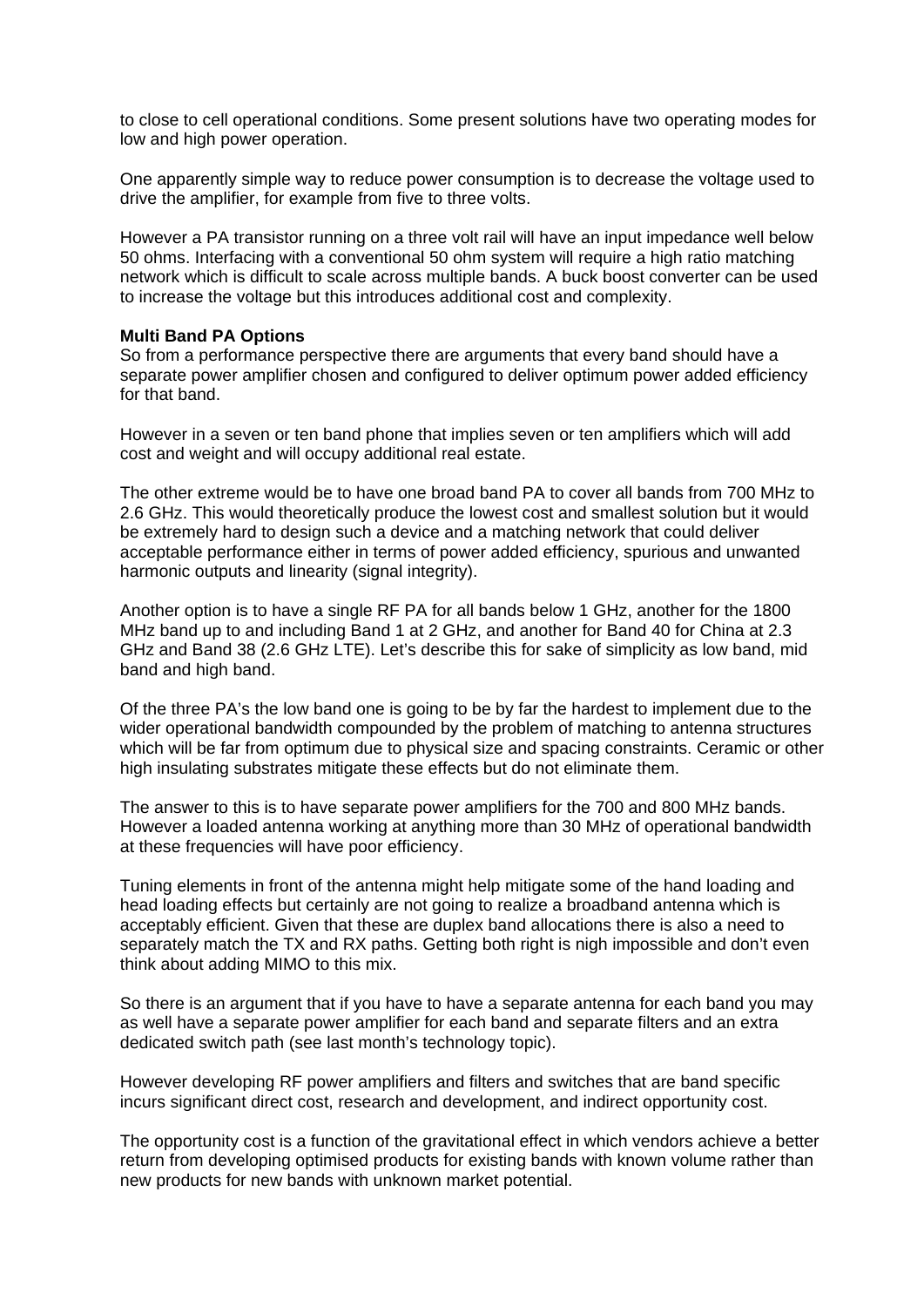to close to cell operational conditions. Some present solutions have two operating modes for low and high power operation.

One apparently simple way to reduce power consumption is to decrease the voltage used to drive the amplifier, for example from five to three volts.

However a PA transistor running on a three volt rail will have an input impedance well below 50 ohms. Interfacing with a conventional 50 ohm system will require a high ratio matching network which is difficult to scale across multiple bands. A buck boost converter can be used to increase the voltage but this introduces additional cost and complexity.

**Multi Band PA Options**

So from a performance perspective there are arguments that every band should have a separate power amplifier chosen and configured to deliver optimum power added efficiency for that band.

However in a seven or ten band phone that implies seven or ten amplifiers which will add cost and weight and will occupy additional real estate.

The other extreme would be to have one broad band PA to cover all bands from 700 MHz to 2.6 GHz. This would theoretically produce the lowest cost and smallest solution but it would be extremely hard to design such a device and a matching network that could deliver acceptable performance either in terms of power added efficiency, spurious and unwanted harmonic outputs and linearity (signal integrity).

Another option is to have a single RF PA for all bands below 1 GHz, another for the 1800 MHz band up to and including Band 1 at 2 GHz, and another for Band 40 for China at 2.3 GHz and Band 38 (2.6 GHz LTE). Let's describe this for sake of simplicity as low band, mid band and high band.

Of the three PA's the low band one is going to be by far the hardest to implement due to the wider operational bandwidth compounded by the problem of matching to antenna structures which will be far from optimum due to physical size and spacing constraints. Ceramic or other high insulating substrates mitigate these effects but do not eliminate them.

The answer to this is to have separate power amplifiers for the 700 and 800 MHz bands. However a loaded antenna working at anything more than 30 MHz of operational bandwidth at these frequencies will have poor efficiency.

Tuning elements in front of the antenna might help mitigate some of the hand loading and head loading effects but certainly are not going to realize a broadband antenna which is acceptably efficient. Given that these are duplex band allocations there is also a need to separately match the TX and RX paths. Getting both right is nigh impossible and don't even think about adding MIMO to this mix.

So there is an argument that if you have to have a separate antenna for each band you may as well have a separate power amplifier for each band and separate filters and an extra dedicated switch path (see last month's technology topic).

However developing RF power amplifiers and filters and switches that are band specific incurs significant direct cost, research and development, and indirect opportunity cost.

The opportunity cost is a function of the gravitational effect in which vendors achieve a better return from developing optimised products for existing bands with known volume rather than new products for new bands with unknown market potential.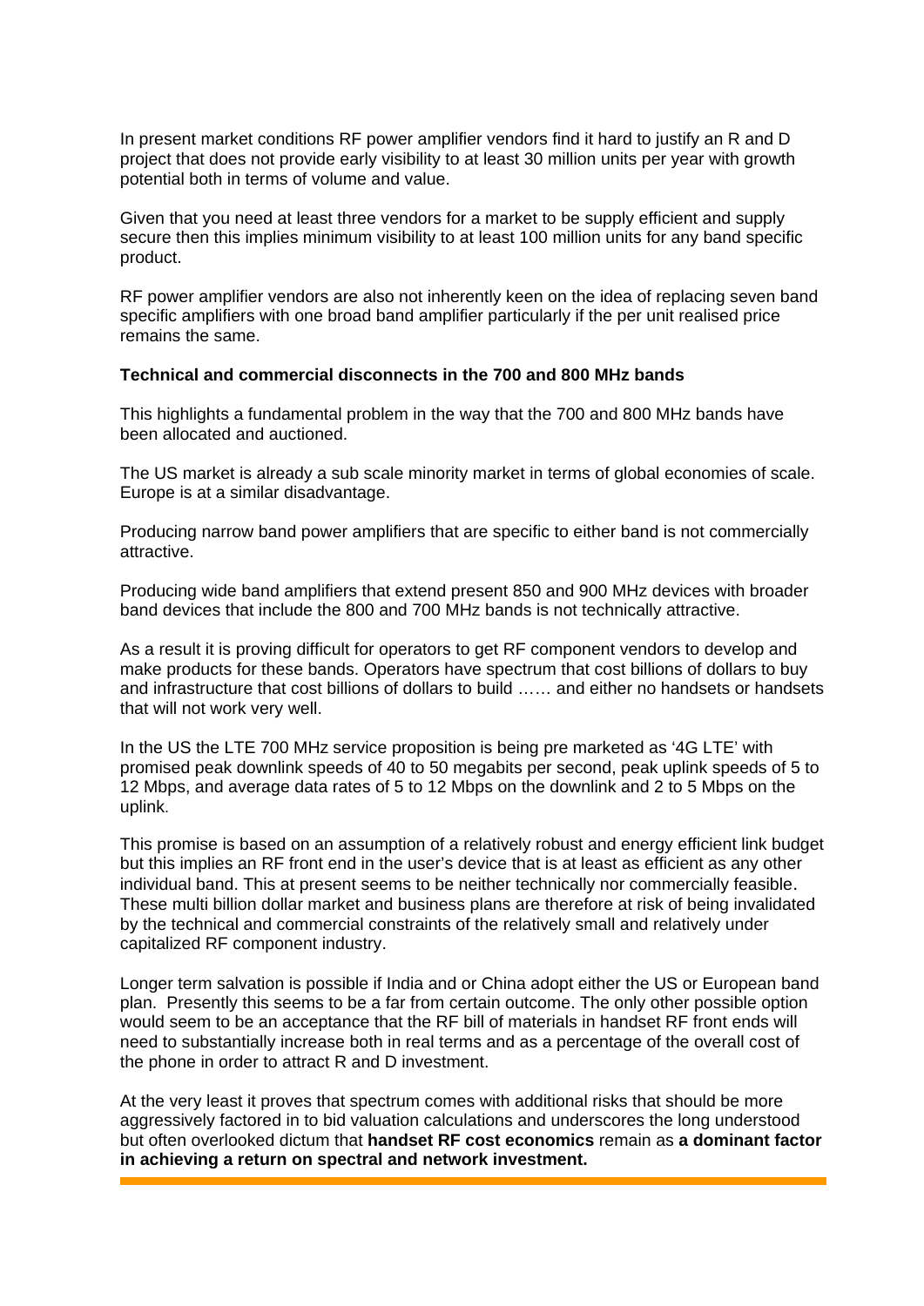In present market conditions RF power amplifier vendors find it hard to justify an R and D project that does not provide early visibility to at least 30 million units per year with growth potential both in terms of volume and value.

Given that you need at least three vendors for a market to be supply efficient and supply secure then this implies minimum visibility to at least 100 million units for any band specific product.

RF power amplifier vendors are also not inherently keen on the idea of replacing seven band specific amplifiers with one broad band amplifier particularly if the per unit realised price remains the same.

**Technical and commercial disconnects in the 700 and 800 MHz bands**

This highlights a fundamental problem in the way that the 700 and 800 MHz bands have been allocated and auctioned.

The US market is already a sub scale minority market in terms of global economies of scale. Europe is at a similar disadvantage.

Producing narrow band power amplifiers that are specific to either band is not commercially attractive.

Producing wide band amplifiers that extend present 850 and 900 MHz devices with broader band devices that include the 800 and 700 MHz bands is not technically attractive.

As a result it is proving difficult for operators to get RF component vendors to develop and make products for these bands. Operators have spectrum that cost billions of dollars to buy and infrastructure that cost billions of dollars to build …… and either no handsets or handsets that will not work very well.

In the US the LTE 700 MHz service proposition is being pre marketed as '4G LTE' with promised peak downlink speeds of 40 to 50 megabits per second, peak uplink speeds of 5 to 12 Mbps, and average data rates of 5 to 12 Mbps on the downlink and 2 to 5 Mbps on the uplink.

This promise is based on an assumption of a relatively robust and energy efficient link budget but this implies an RF front end in the user's device that is at least as efficient as any other individual band. This at present seems to be neither technically nor commercially feasible. These multi billion dollar market and business plans are therefore at risk of being invalidated by the technical and commercial constraints of the relatively small and relatively under capitalized RF component industry.

Longer term salvation is possible if India and or China adopt either the US or European band plan. Presently this seems to be a far from certain outcome. The only other possible option would seem to be an acceptance that the RF bill of materials in handset RF front ends will need to substantially increase both in real terms and as a percentage of the overall cost of the phone in order to attract R and D investment.

At the very least it proves that spectrum comes with additional risks that should be more aggressively factored in to bid valuation calculations and underscores the long understood but often overlooked dictum that **handset RF cost economics** remain as **a dominant factor in achieving a return on spectral and network investment.**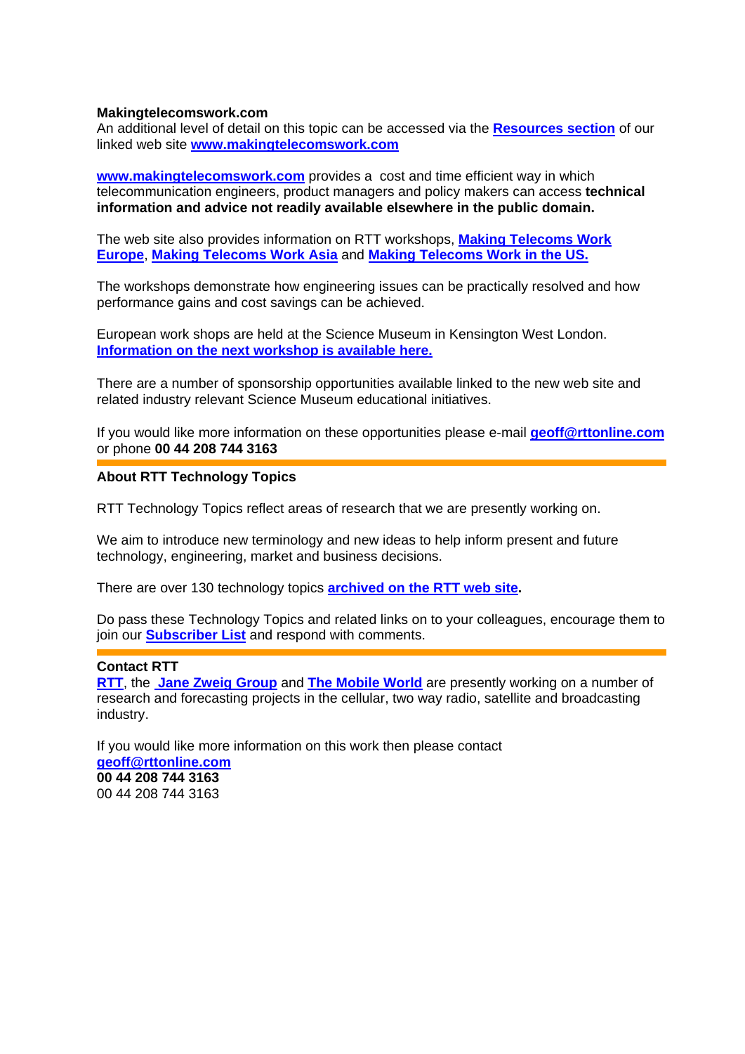**Makingtelecomswork.com**
An additional level of detail on this topic can be accessed via the **Resources section** of our linked web site **www.makingtelecomswork.com**

**www.makingtelecomswork.com** provides a cost and time efficient way in which telecommunication engineers, product managers and policy makers can access **technical information and advice not readily available elsewhere in the public domain.**

The web site also provides information on RTT workshops, **Making Telecoms Work Europe**, **Making Telecoms Work Asia** and **Making Telecoms Work in the US.**

The workshops demonstrate how engineering issues can be practically resolved and how performance gains and cost savings can be achieved.

European work shops are held at the Science Museum in Kensington West London.
**Information on the next workshop is available here.**

There are a number of sponsorship opportunities available linked to the new web site and related industry relevant Science Museum educational initiatives.

If you would like more information on these opportunities please e-mail **geoff@rttonline.com** or phone **00 44 208 744 3163**

**About RTT Technology Topics**

RTT Technology Topics reflect areas of research that we are presently working on.

We aim to introduce new terminology and new ideas to help inform present and future technology, engineering, market and business decisions.

There are over 130 technology topics **archived on the RTT web site.**

Do pass these Technology Topics and related links on to your colleagues, encourage them to join our **Subscriber List** and respond with comments.

**Contact RTT**
**RTT**, the **Jane Zweig Group** and **The Mobile World** are presently working on a number of research and forecasting projects in the cellular, two way radio, satellite and broadcasting industry.

If you would like more information on this work then please contact
**geoff@rttonline.com**
**00 44 208 744 3163**
00 44 208 744 3163